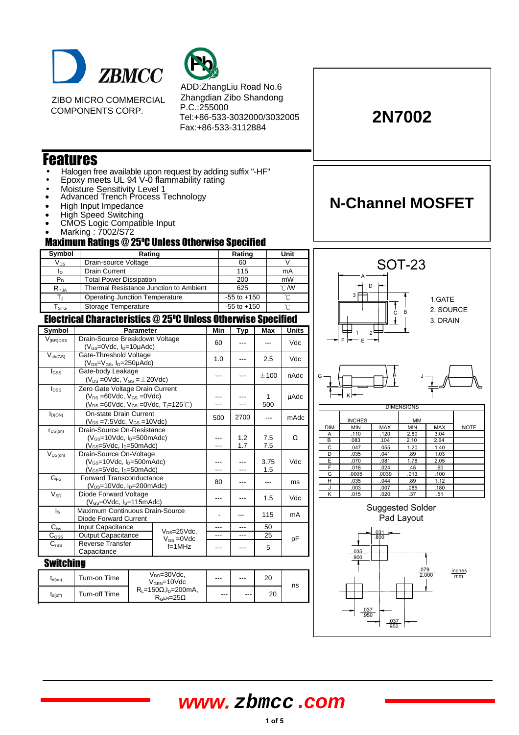ZBMCC

ZIBO MICRO COMMERCIAL COMPONENTS CORP.

ADD:ZhangLiu Road No.6
Zhangdian Zibo Shandong
P.C.:255000
Tel:+86-533-3032000/3032005
Fax:+86-533-3112884

# 2N7002

# N-Channel MOSFET

## Features

- Halogen free available upon request by adding suffix "-HF"
- Epoxy meets UL 94 V-0 flammability rating
- Moisture Sensitivity Level 1
- Advanced Trench Process Technology
- High Input Impedance
- High Speed Switching
- CMOS Logic Compatible Input
- Marking : 7002/S72

## Maximum Ratings @ 25°C Unless Otherwise Specified

| Symbol | Rating | Rating | Unit |
|---|---|---|---|
| $V_{DS}$ | Drain-source Voltage | 60 | V |
| $I_D$ | Drain Current | 115 | mA |
| $P_D$ | Total Power Dissipation | 200 | mW |
| $R_{\theta JA}$ | Thermal Resistance Junction to Ambient | 625 | ℃/W |
| $T_J$ | Operating Junction Temperature | -55 to +150 | ℃ |
| $T_{STG}$ | Storage Temperature | -55 to +150 | ℃ |

## Electrical Characteristics @ 25°C Unless Otherwise Specified

| Symbol | Parameter | Min | Typ | Max | Units |
|---|---|---|---|---|---|
| $V_{(BR)DSS}$ | Drain-Source Breakdown Voltage ($V_{GS}$=0Vdc, $I_D$=10μAdc) | 60 | --- | --- | Vdc |
| $V_{th(GS)}$ | Gate-Threshold Voltage ($V_{DS}$=$V_{GS}$, $I_D$=250μAdc) | 1.0 | --- | 2.5 | Vdc |
| $I_{GSS}$ | Gate-body Leakage ($V_{DS}$ =0Vdc, $V_{GS}$ =±20Vdc) | --- | --- | ±100 | nAdc |
| $I_{DSS}$ | Zero Gate Voltage Drain Current ($V_{DS}$ =60Vdc, $V_{GS}$ =0Vdc) / ($V_{DS}$ =60Vdc, $V_{GS}$ =0Vdc, $T_J$=125℃) | --- / --- | --- / --- | 1 / 500 | μAdc |
| $I_{D(ON)}$ | On-state Drain Current ($V_{DS}$ =7.5Vdc, $V_{GS}$ =10Vdc) | 500 | 2700 | --- | mAdc |
| $r_{DS(on)}$ | Drain-Source On-Resistance ($V_{GS}$=10Vdc, $I_D$=500mAdc) / ($V_{GS}$=5Vdc, $I_D$=50mAdc) | --- / --- | 1.2 / 1.7 | 7.5 / 7.5 | Ω |
| $V_{DS(on)}$ | Drain-Source On-Voltage ($V_{GS}$=10Vdc, $I_D$=500mAdc) / ($V_{GS}$=5Vdc, $I_D$=50mAdc) | --- / --- | --- / --- | 3.75 / 1.5 | Vdc |
| $G_{FS}$ | Forward Transconductance ($V_{DS}$=10Vdc, $I_D$=200mAdc) | 80 | --- | --- | ms |
| $V_{SD}$ | Diode Forward Voltage ($V_{GS}$=0Vdc, $I_S$=115mAdc) | --- | --- | 1.5 | Vdc |
| $I_S$ | Maximum Continuous Drain-Source Diode Forward Current | - | --- | 115 | mA |
| $C_{iss}$ | Input Capacitance ($V_{DS}$=25Vdc, $V_{GS}$ =0Vdc f=1MHz) | --- | --- | 50 | pF |
| $C_{OSS}$ | Output Capacitance ($V_{DS}$=25Vdc, $V_{GS}$ =0Vdc f=1MHz) | --- | --- | 25 | pF |
| $C_{rss}$ | Reverse Transfer Capacitance ($V_{DS}$=25Vdc, $V_{GS}$ =0Vdc f=1MHz) | --- | --- | 5 | pF |

### Switching

| Symbol | Parameter | Conditions | Min | Typ | Max | Units |
|---|---|---|---|---|---|---|
| $t_{d(on)}$ | Turn-on Time | $V_{DD}$=30Vdc, $V_{GEN}$=10Vdc, $R_L$=150Ω, $I_D$=200mA, $R_{GEN}$=25Ω | --- | --- | 20 | ns |
| $t_{d(off)}$ | Turn-off Time | $V_{DD}$=30Vdc, $V_{GEN}$=10Vdc, $R_L$=150Ω, $I_D$=200mA, $R_{GEN}$=25Ω | --- | --- | 20 | ns |

## SOT-23

1. GATE
2. SOURCE
3. DRAIN

| DIM | INCHES MIN | INCHES MAX | MM MIN | MM MAX | NOTE |
|---|---|---|---|---|---|
| A | .110 | .120 | 2.80 | 3.04 | |
| B | .083 | .104 | 2.10 | 2.64 | |
| C | .047 | .055 | 1.20 | 1.40 | |
| D | .035 | .041 | .89 | 1.03 | |
| E | .070 | .081 | 1.78 | 2.05 | |
| F | .018 | .024 | .45 | .60 | |
| G | .0005 | .0039 | .013 | .100 | |
| H | .035 | .044 | .89 | 1.12 | |
| J | .003 | .007 | .085 | .180 | |
| K | .015 | .020 | .37 | .51 | |

### Suggested Solder Pad Layout

.031 / .800; .035 / .900; .079 / 2.000; .037 / .950; .037 / .950 (inches / mm)

www.zbmcc.com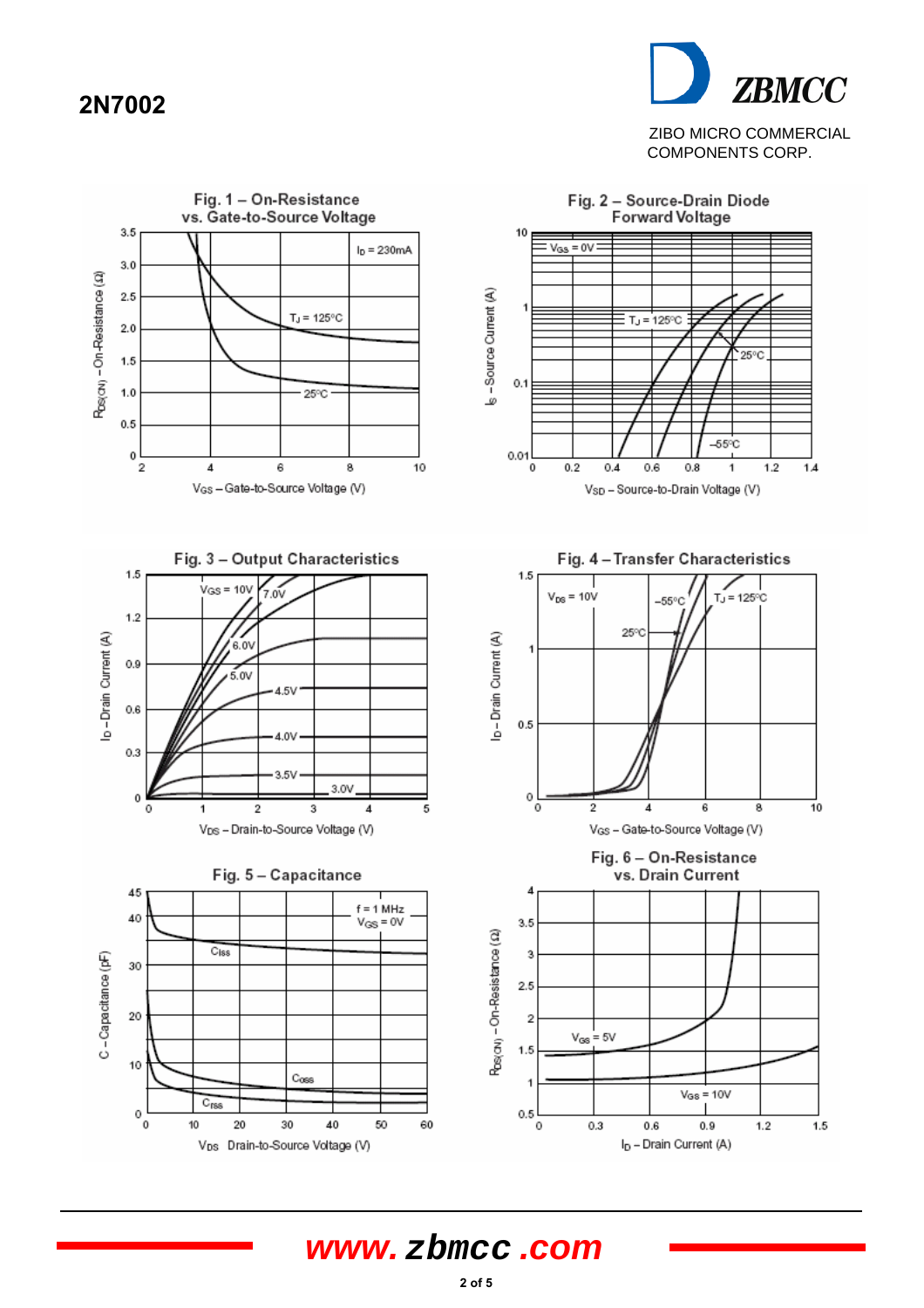# 2N7002

ZBMCC

ZIBO MICRO COMMERCIAL COMPONENTS CORP.

**Fig. 1 – On-Resistance vs. Gate-to-Source Voltage**

$I_D$ = 230mA

$T_J$ = 125°C

25°C

$R_{DS(ON)}$ – On-Resistance (Ω)

$V_{GS}$ – Gate-to-Source Voltage (V)

**Fig. 2 – Source-Drain Diode Forward Voltage**

$V_{GS}$ = 0V

$T_J$ = 125°C

25°C

–55°C

$I_S$ – Source Current (A)

$V_{SD}$ – Source-to-Drain Voltage (V)

**Fig. 3 – Output Characteristics**

$V_{GS}$ = 10V, 7.0V, 6.0V, 5.0V, 4.5V, 4.0V, 3.5V, 3.0V

$I_D$ – Drain Current (A)

$V_{DS}$ – Drain-to-Source Voltage (V)

**Fig. 4 – Transfer Characteristics**

$V_{DS}$ = 10V

–55°C

$T_J$ = 125°C

25°C

$I_D$ – Drain Current (A)

$V_{GS}$ – Gate-to-Source Voltage (V)

**Fig. 5 – Capacitance**

f = 1 MHz
$V_{GS}$ = 0V

$C_{iss}$

$C_{oss}$

$C_{rss}$

C – Capacitance (pF)

$V_{DS}$ Drain-to-Source Voltage (V)

**Fig. 6 – On-Resistance vs. Drain Current**

$V_{GS}$ = 5V

$V_{GS}$ = 10V

$R_{DS(ON)}$ – On-Resistance (Ω)

$I_D$ – Drain Current (A)

www.zbmcc.com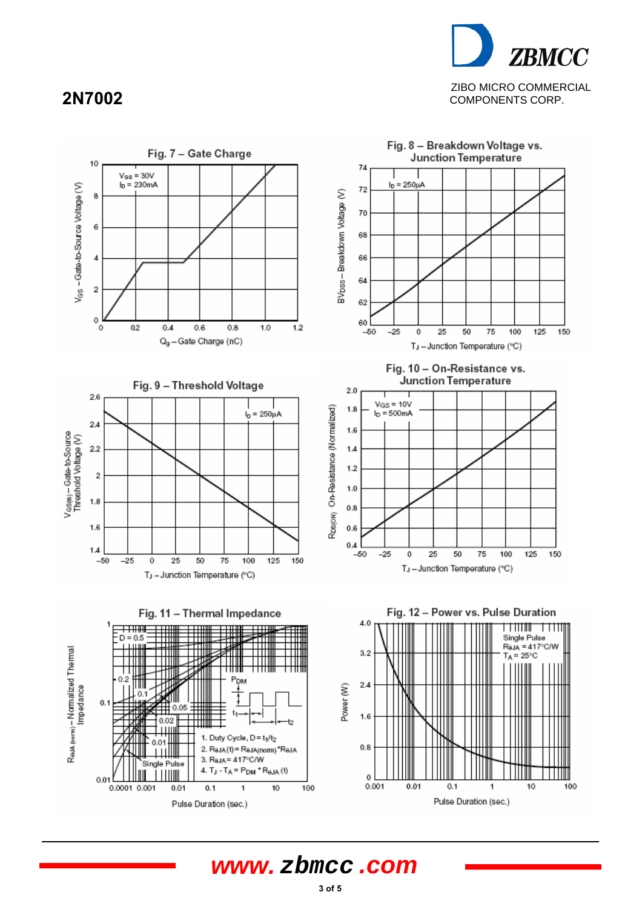# 2N7002

ZIBO MICRO COMMERCIAL COMPONENTS CORP.

**Fig. 7 – Gate Charge**

$V_{GS}$ = 30V
$I_D$ = 230mA

$V_{GS}$ – Gate-to-Source Voltage (V)

$Q_g$ – Gate Charge (nC)

**Fig. 8 – Breakdown Voltage vs. Junction Temperature**

$I_D$ = 250μA

$BV_{DSS}$ – Breakdown Voltage (V)

$T_J$ – Junction Temperature (°C)

**Fig. 9 – Threshold Voltage**

$I_D$ = 250μA

$V_{GS(th)}$ – Gate-to-Source Threshold Voltage (V)

$T_J$ – Junction Temperature (°C)

**Fig. 10 – On-Resistance vs. Junction Temperature**

$V_{GS}$ = 10V
$I_D$ = 500mA

$R_{DS(ON)}$ On-Resistance (Normalized)

$T_J$ – Junction Temperature (°C)

**Fig. 11 – Thermal Impedance**

D = 0.5, 0.2, 0.1, 0.05, 0.02, 0.01, Single Pulse

1. Duty Cycle, $D = t_1/t_2$
2. $R_{\theta JA}(t) = R_{\theta JA(norm)} * R_{\theta JA}$
3. $R_{\theta JA}$ = 417°C/W
4. $T_J - T_A = P_{DM} * R_{\theta JA}(t)$

$R_{\theta JA(norm)}$ – Normalized Thermal Impedance

Pulse Duration (sec.)

**Fig. 12 – Power vs. Pulse Duration**

Single Pulse
$R_{\theta JA}$ = 417°C/W
$T_A$ = 25°C

Power (W)

Pulse Duration (sec.)

www.zbmcc.com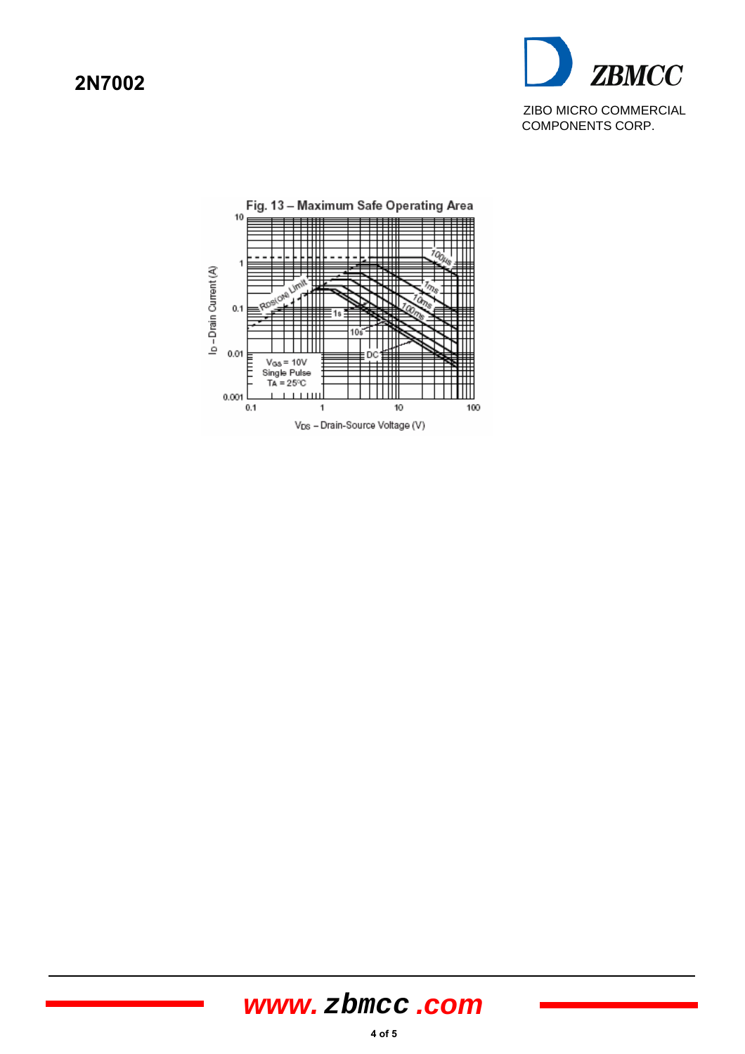Fig. 13 – Maximum Safe Operating Area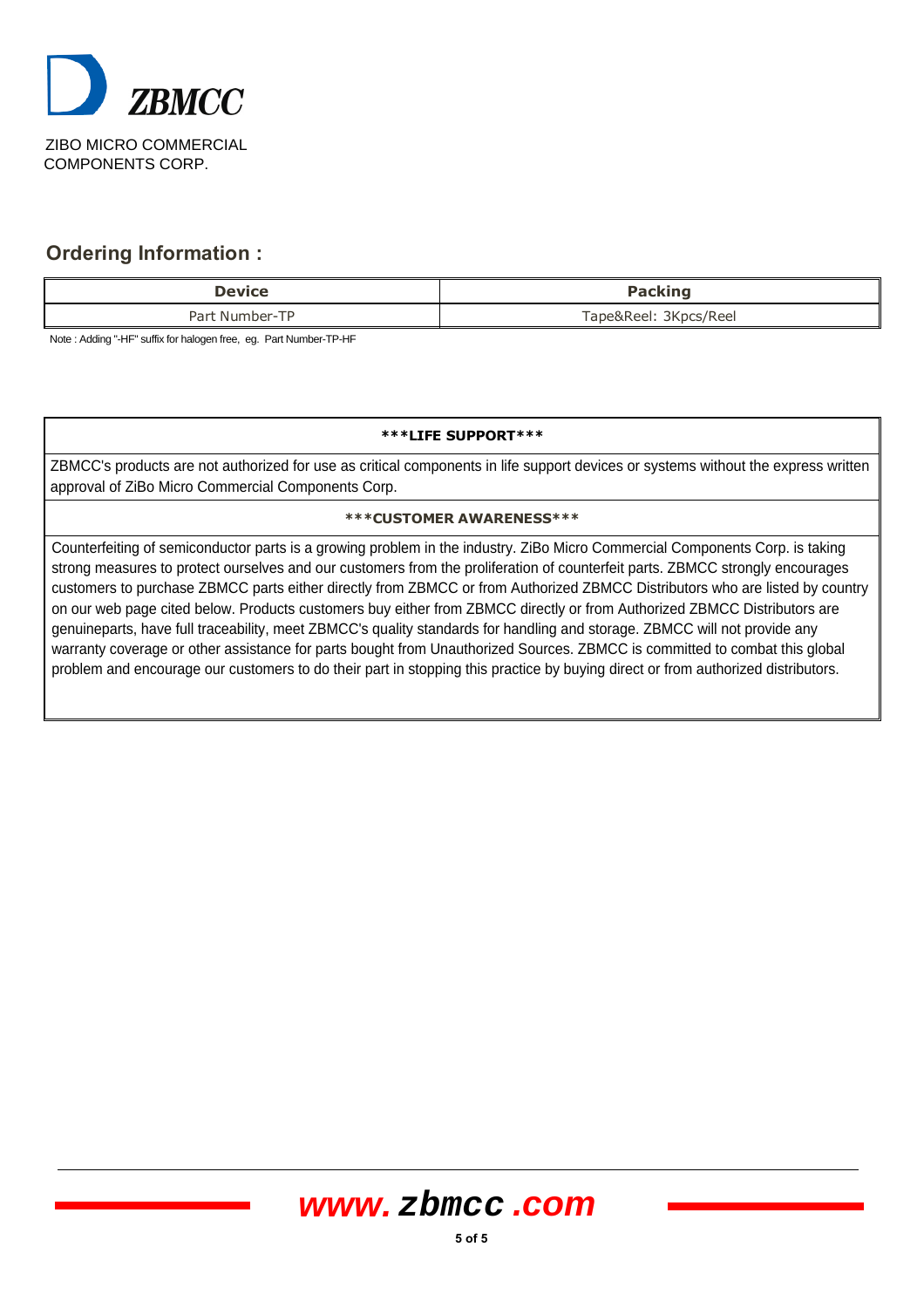ZBMCC

ZIBO MICRO COMMERCIAL COMPONENTS CORP.

## Ordering Information :

| Device | Packing |
|---|---|
| Part Number-TP | Tape&Reel: 3Kpcs/Reel |

Note : Adding "-HF" suffix for halogen free, eg. Part Number-TP-HF

**\*\*\*LIFE SUPPORT\*\*\***

ZBMCC's products are not authorized for use as critical components in life support devices or systems without the express written approval of ZiBo Micro Commercial Components Corp.

**\*\*\*CUSTOMER AWARENESS\*\*\***

Counterfeiting of semiconductor parts is a growing problem in the industry. ZiBo Micro Commercial Components Corp. is taking strong measures to protect ourselves and our customers from the proliferation of counterfeit parts. ZBMCC strongly encourages customers to purchase ZBMCC parts either directly from ZBMCC or from Authorized ZBMCC Distributors who are listed by country on our web page cited below. Products customers buy either from ZBMCC directly or from Authorized ZBMCC Distributors are genuineparts, have full traceability, meet ZBMCC's quality standards for handling and storage. ZBMCC will not provide any warranty coverage or other assistance for parts bought from Unauthorized Sources. ZBMCC is committed to combat this global problem and encourage our customers to do their part in stopping this practice by buying direct or from authorized distributors.

www.zbmcc.com